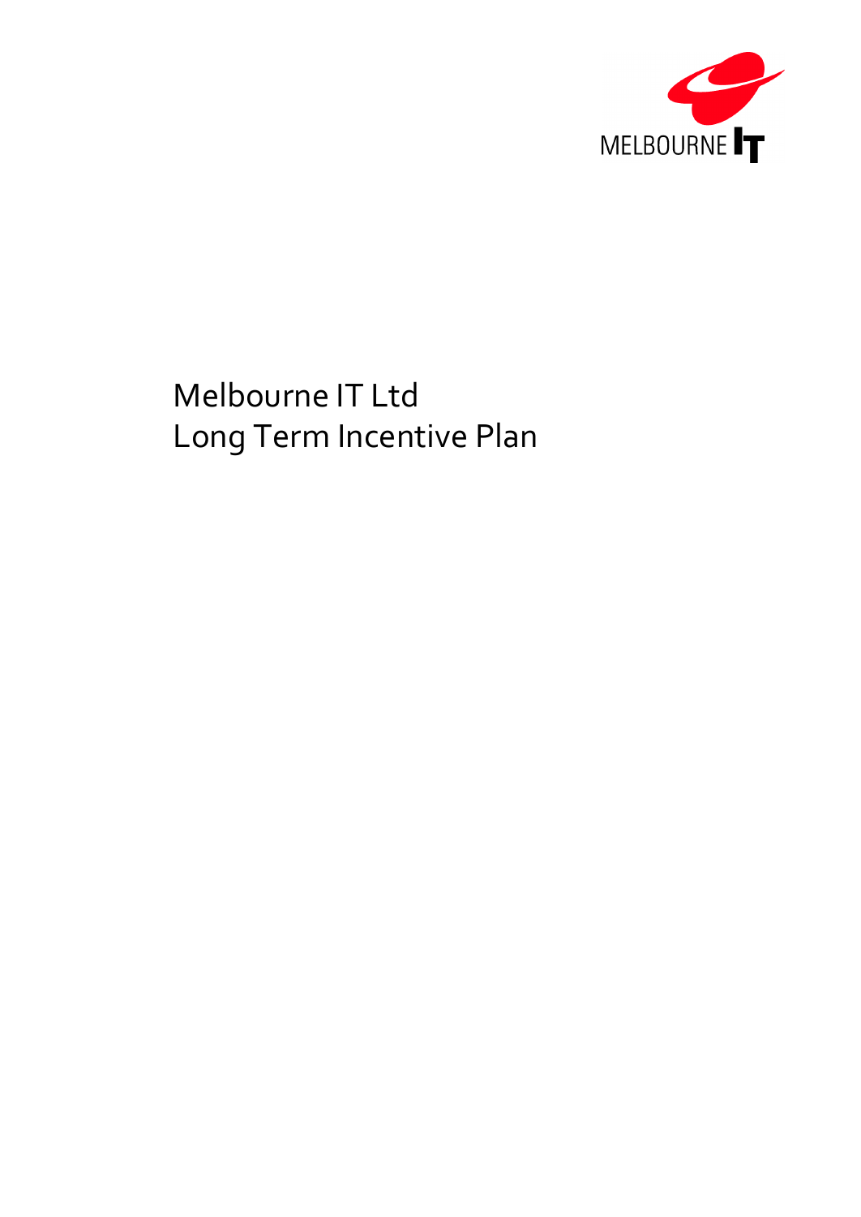MELBOURNE IT

# Melbourne IT Ltd
# Long Term Incentive Plan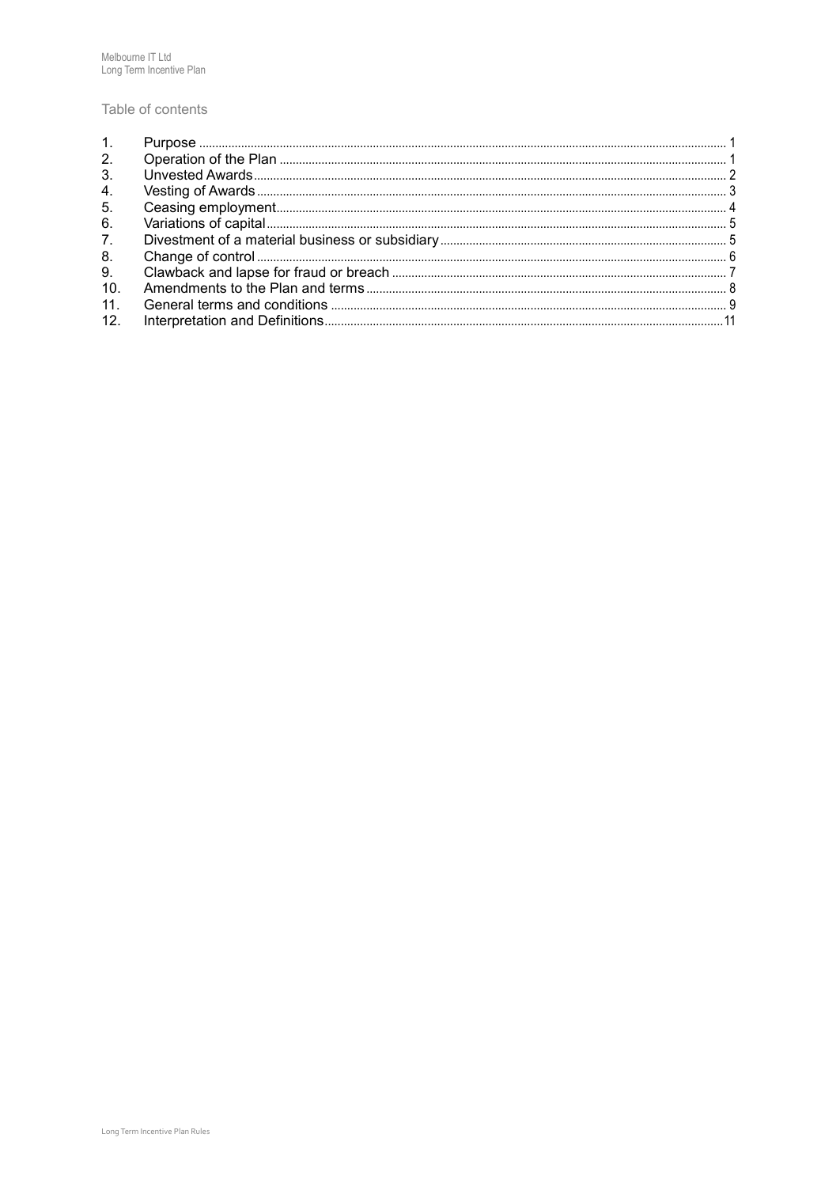## Table of contents

| | | |
|---|---|---|
| 1. | Purpose | 1 |
| 2. | Operation of the Plan | 1 |
| 3. | Unvested Awards | 2 |
| 4. | Vesting of Awards | 3 |
| 5. | Ceasing employment | 4 |
| 6. | Variations of capital | 5 |
| 7. | Divestment of a material business or subsidiary | 5 |
| 8. | Change of control | 6 |
| 9. | Clawback and lapse for fraud or breach | 7 |
| 10. | Amendments to the Plan and terms | 8 |
| 11. | General terms and conditions | 9 |
| 12. | Interpretation and Definitions | 11 |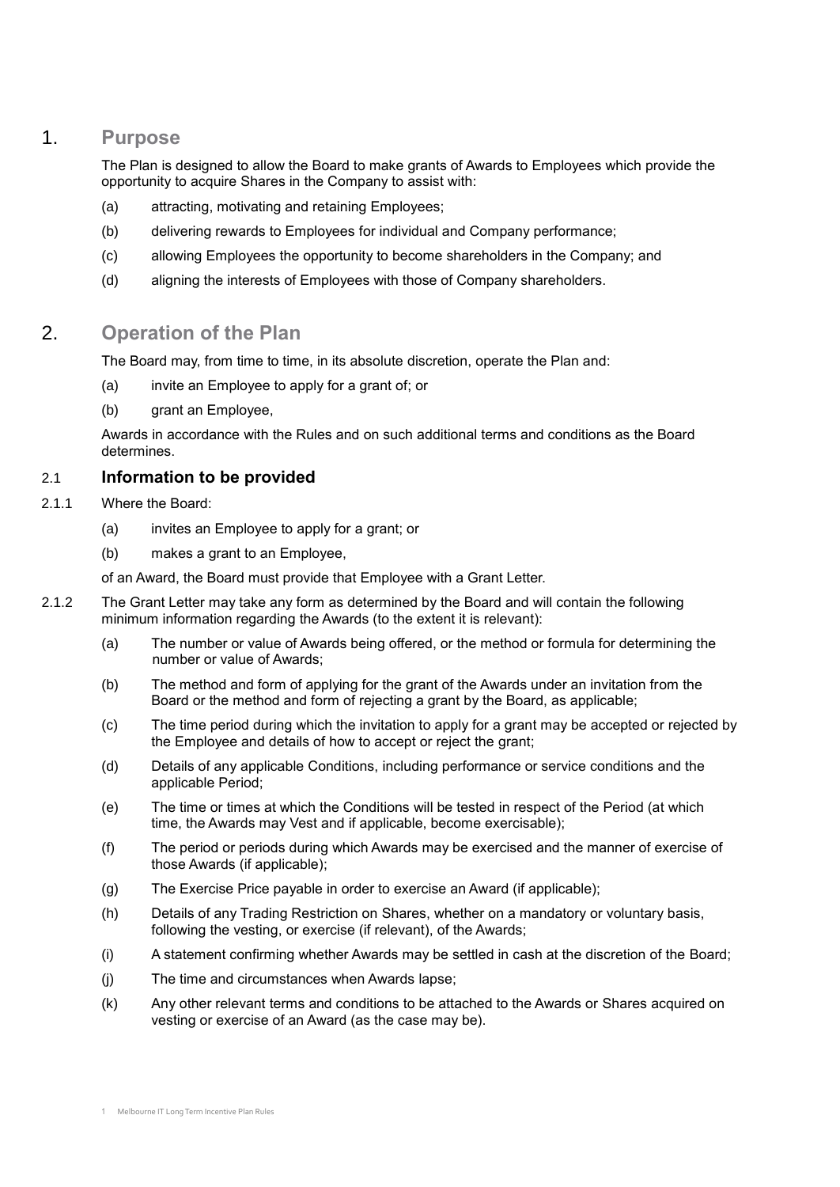# 1. Purpose

The Plan is designed to allow the Board to make grants of Awards to Employees which provide the opportunity to acquire Shares in the Company to assist with:

(a) attracting, motivating and retaining Employees;

(b) delivering rewards to Employees for individual and Company performance;

(c) allowing Employees the opportunity to become shareholders in the Company; and

(d) aligning the interests of Employees with those of Company shareholders.

# 2. Operation of the Plan

The Board may, from time to time, in its absolute discretion, operate the Plan and:

(a) invite an Employee to apply for a grant of; or

(b) grant an Employee,

Awards in accordance with the Rules and on such additional terms and conditions as the Board determines.

## 2.1 Information to be provided

2.1.1 Where the Board:

(a) invites an Employee to apply for a grant; or

(b) makes a grant to an Employee,

of an Award, the Board must provide that Employee with a Grant Letter.

2.1.2 The Grant Letter may take any form as determined by the Board and will contain the following minimum information regarding the Awards (to the extent it is relevant):

(a) The number or value of Awards being offered, or the method or formula for determining the number or value of Awards;

(b) The method and form of applying for the grant of the Awards under an invitation from the Board or the method and form of rejecting a grant by the Board, as applicable;

(c) The time period during which the invitation to apply for a grant may be accepted or rejected by the Employee and details of how to accept or reject the grant;

(d) Details of any applicable Conditions, including performance or service conditions and the applicable Period;

(e) The time or times at which the Conditions will be tested in respect of the Period (at which time, the Awards may Vest and if applicable, become exercisable);

(f) The period or periods during which Awards may be exercised and the manner of exercise of those Awards (if applicable);

(g) The Exercise Price payable in order to exercise an Award (if applicable);

(h) Details of any Trading Restriction on Shares, whether on a mandatory or voluntary basis, following the vesting, or exercise (if relevant), of the Awards;

(i) A statement confirming whether Awards may be settled in cash at the discretion of the Board;

(j) The time and circumstances when Awards lapse;

(k) Any other relevant terms and conditions to be attached to the Awards or Shares acquired on vesting or exercise of an Award (as the case may be).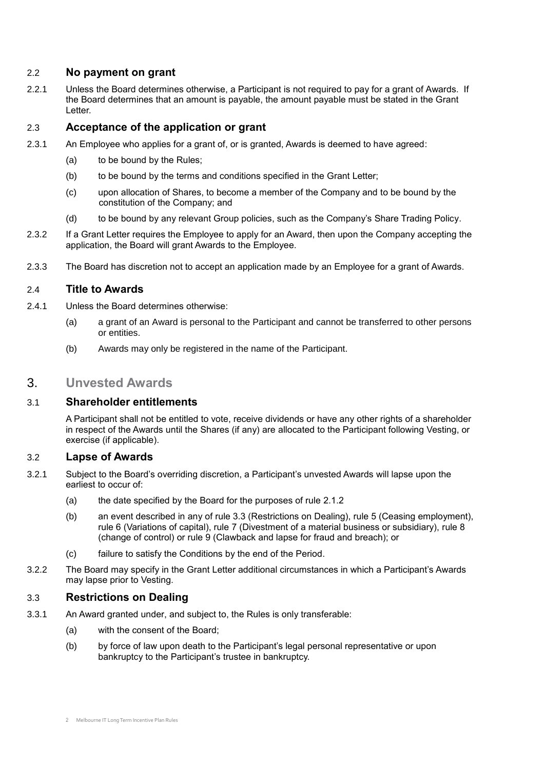### 2.2 No payment on grant

2.2.1 Unless the Board determines otherwise, a Participant is not required to pay for a grant of Awards. If the Board determines that an amount is payable, the amount payable must be stated in the Grant Letter.

### 2.3 Acceptance of the application or grant

2.3.1 An Employee who applies for a grant of, or is granted, Awards is deemed to have agreed:

(a) to be bound by the Rules;

(b) to be bound by the terms and conditions specified in the Grant Letter;

(c) upon allocation of Shares, to become a member of the Company and to be bound by the constitution of the Company; and

(d) to be bound by any relevant Group policies, such as the Company's Share Trading Policy.

2.3.2 If a Grant Letter requires the Employee to apply for an Award, then upon the Company accepting the application, the Board will grant Awards to the Employee.

2.3.3 The Board has discretion not to accept an application made by an Employee for a grant of Awards.

### 2.4 Title to Awards

2.4.1 Unless the Board determines otherwise:

(a) a grant of an Award is personal to the Participant and cannot be transferred to other persons or entities.

(b) Awards may only be registered in the name of the Participant.

## 3. Unvested Awards

### 3.1 Shareholder entitlements

A Participant shall not be entitled to vote, receive dividends or have any other rights of a shareholder in respect of the Awards until the Shares (if any) are allocated to the Participant following Vesting, or exercise (if applicable).

### 3.2 Lapse of Awards

3.2.1 Subject to the Board's overriding discretion, a Participant's unvested Awards will lapse upon the earliest to occur of:

(a) the date specified by the Board for the purposes of rule 2.1.2

(b) an event described in any of rule 3.3 (Restrictions on Dealing), rule 5 (Ceasing employment), rule 6 (Variations of capital), rule 7 (Divestment of a material business or subsidiary), rule 8 (change of control) or rule 9 (Clawback and lapse for fraud and breach); or

(c) failure to satisfy the Conditions by the end of the Period.

3.2.2 The Board may specify in the Grant Letter additional circumstances in which a Participant's Awards may lapse prior to Vesting.

### 3.3 Restrictions on Dealing

3.3.1 An Award granted under, and subject to, the Rules is only transferable:

(a) with the consent of the Board;

(b) by force of law upon death to the Participant's legal personal representative or upon bankruptcy to the Participant's trustee in bankruptcy.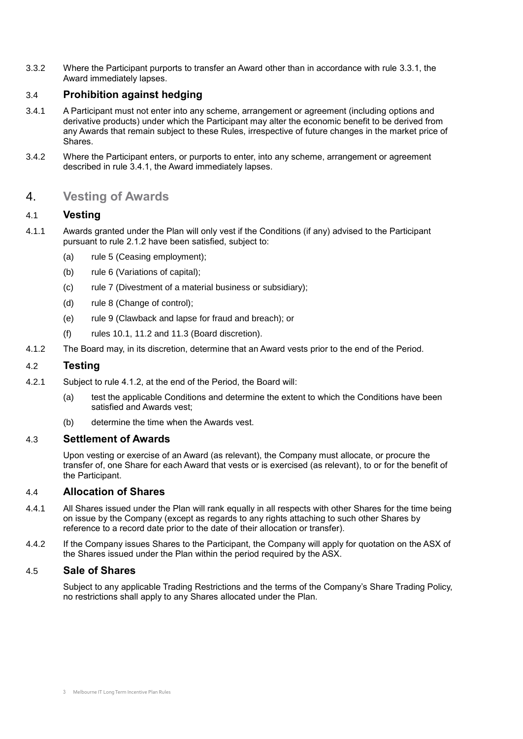3.3.2 Where the Participant purports to transfer an Award other than in accordance with rule 3.3.1, the Award immediately lapses.

### 3.4 Prohibition against hedging

3.4.1 A Participant must not enter into any scheme, arrangement or agreement (including options and derivative products) under which the Participant may alter the economic benefit to be derived from any Awards that remain subject to these Rules, irrespective of future changes in the market price of Shares.

3.4.2 Where the Participant enters, or purports to enter, into any scheme, arrangement or agreement described in rule 3.4.1, the Award immediately lapses.

## 4. Vesting of Awards

### 4.1 Vesting

4.1.1 Awards granted under the Plan will only vest if the Conditions (if any) advised to the Participant pursuant to rule 2.1.2 have been satisfied, subject to:

(a) rule 5 (Ceasing employment);

(b) rule 6 (Variations of capital);

(c) rule 7 (Divestment of a material business or subsidiary);

(d) rule 8 (Change of control);

(e) rule 9 (Clawback and lapse for fraud and breach); or

(f) rules 10.1, 11.2 and 11.3 (Board discretion).

4.1.2 The Board may, in its discretion, determine that an Award vests prior to the end of the Period.

### 4.2 Testing

4.2.1 Subject to rule 4.1.2, at the end of the Period, the Board will:

(a) test the applicable Conditions and determine the extent to which the Conditions have been satisfied and Awards vest;

(b) determine the time when the Awards vest.

### 4.3 Settlement of Awards

Upon vesting or exercise of an Award (as relevant), the Company must allocate, or procure the transfer of, one Share for each Award that vests or is exercised (as relevant), to or for the benefit of the Participant.

### 4.4 Allocation of Shares

4.4.1 All Shares issued under the Plan will rank equally in all respects with other Shares for the time being on issue by the Company (except as regards to any rights attaching to such other Shares by reference to a record date prior to the date of their allocation or transfer).

4.4.2 If the Company issues Shares to the Participant, the Company will apply for quotation on the ASX of the Shares issued under the Plan within the period required by the ASX.

### 4.5 Sale of Shares

Subject to any applicable Trading Restrictions and the terms of the Company's Share Trading Policy, no restrictions shall apply to any Shares allocated under the Plan.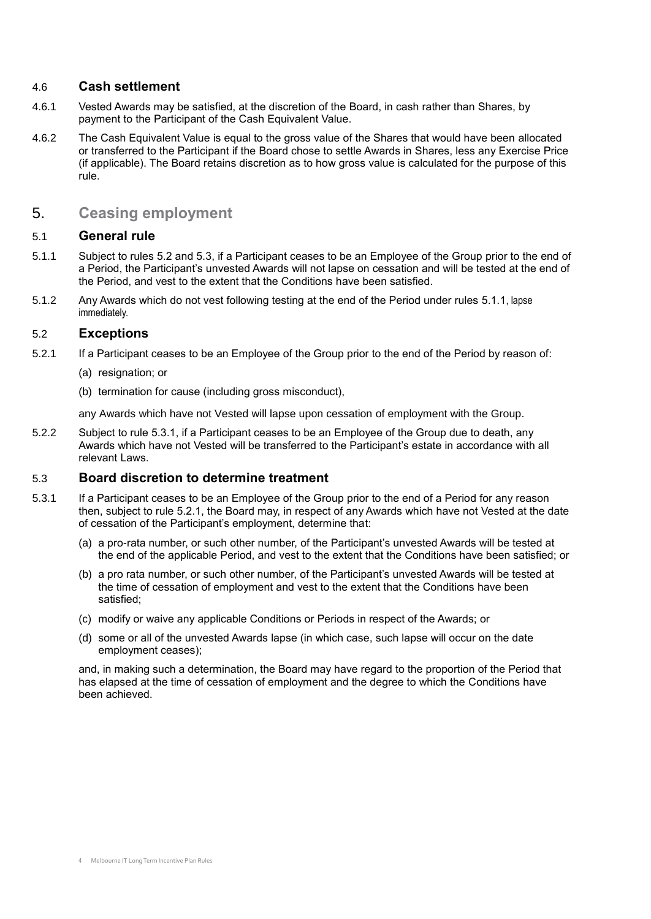### 4.6 Cash settlement

4.6.1 Vested Awards may be satisfied, at the discretion of the Board, in cash rather than Shares, by payment to the Participant of the Cash Equivalent Value.

4.6.2 The Cash Equivalent Value is equal to the gross value of the Shares that would have been allocated or transferred to the Participant if the Board chose to settle Awards in Shares, less any Exercise Price (if applicable). The Board retains discretion as to how gross value is calculated for the purpose of this rule.

## 5. Ceasing employment

### 5.1 General rule

5.1.1 Subject to rules 5.2 and 5.3, if a Participant ceases to be an Employee of the Group prior to the end of a Period, the Participant's unvested Awards will not lapse on cessation and will be tested at the end of the Period, and vest to the extent that the Conditions have been satisfied.

5.1.2 Any Awards which do not vest following testing at the end of the Period under rules 5.1.1, lapse immediately.

### 5.2 Exceptions

5.2.1 If a Participant ceases to be an Employee of the Group prior to the end of the Period by reason of:

(a) resignation; or

(b) termination for cause (including gross misconduct),

any Awards which have not Vested will lapse upon cessation of employment with the Group.

5.2.2 Subject to rule 5.3.1, if a Participant ceases to be an Employee of the Group due to death, any Awards which have not Vested will be transferred to the Participant's estate in accordance with all relevant Laws.

### 5.3 Board discretion to determine treatment

5.3.1 If a Participant ceases to be an Employee of the Group prior to the end of a Period for any reason then, subject to rule 5.2.1, the Board may, in respect of any Awards which have not Vested at the date of cessation of the Participant's employment, determine that:

(a) a pro-rata number, or such other number, of the Participant's unvested Awards will be tested at the end of the applicable Period, and vest to the extent that the Conditions have been satisfied; or

(b) a pro rata number, or such other number, of the Participant's unvested Awards will be tested at the time of cessation of employment and vest to the extent that the Conditions have been satisfied;

(c) modify or waive any applicable Conditions or Periods in respect of the Awards; or

(d) some or all of the unvested Awards lapse (in which case, such lapse will occur on the date employment ceases);

and, in making such a determination, the Board may have regard to the proportion of the Period that has elapsed at the time of cessation of employment and the degree to which the Conditions have been achieved.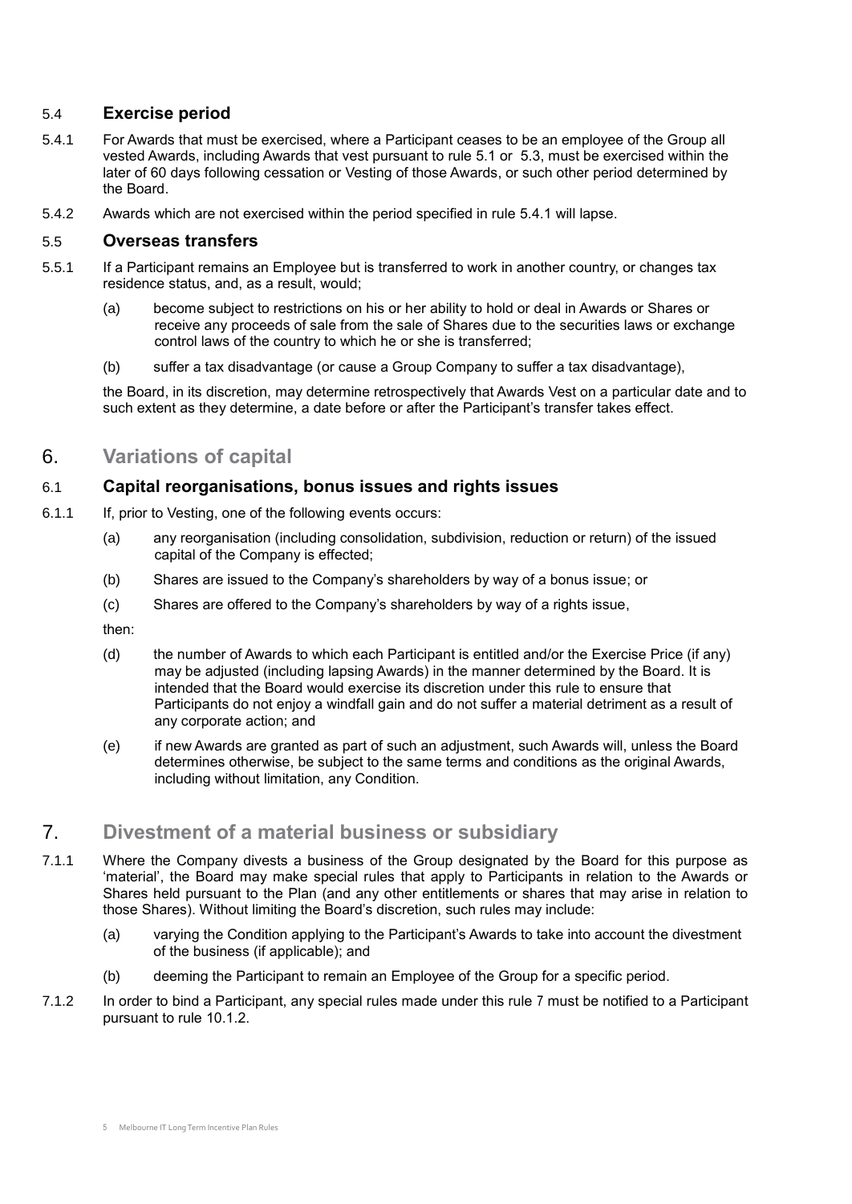### 5.4 Exercise period

5.4.1 For Awards that must be exercised, where a Participant ceases to be an employee of the Group all vested Awards, including Awards that vest pursuant to rule 5.1 or 5.3, must be exercised within the later of 60 days following cessation or Vesting of those Awards, or such other period determined by the Board.

5.4.2 Awards which are not exercised within the period specified in rule 5.4.1 will lapse.

### 5.5 Overseas transfers

5.5.1 If a Participant remains an Employee but is transferred to work in another country, or changes tax residence status, and, as a result, would;

(a) become subject to restrictions on his or her ability to hold or deal in Awards or Shares or receive any proceeds of sale from the sale of Shares due to the securities laws or exchange control laws of the country to which he or she is transferred;

(b) suffer a tax disadvantage (or cause a Group Company to suffer a tax disadvantage),

the Board, in its discretion, may determine retrospectively that Awards Vest on a particular date and to such extent as they determine, a date before or after the Participant's transfer takes effect.

## 6. Variations of capital

### 6.1 Capital reorganisations, bonus issues and rights issues

6.1.1 If, prior to Vesting, one of the following events occurs:

(a) any reorganisation (including consolidation, subdivision, reduction or return) of the issued capital of the Company is effected;

(b) Shares are issued to the Company's shareholders by way of a bonus issue; or

(c) Shares are offered to the Company's shareholders by way of a rights issue,

then:

(d) the number of Awards to which each Participant is entitled and/or the Exercise Price (if any) may be adjusted (including lapsing Awards) in the manner determined by the Board. It is intended that the Board would exercise its discretion under this rule to ensure that Participants do not enjoy a windfall gain and do not suffer a material detriment as a result of any corporate action; and

(e) if new Awards are granted as part of such an adjustment, such Awards will, unless the Board determines otherwise, be subject to the same terms and conditions as the original Awards, including without limitation, any Condition.

## 7. Divestment of a material business or subsidiary

7.1.1 Where the Company divests a business of the Group designated by the Board for this purpose as 'material', the Board may make special rules that apply to Participants in relation to the Awards or Shares held pursuant to the Plan (and any other entitlements or shares that may arise in relation to those Shares). Without limiting the Board's discretion, such rules may include:

(a) varying the Condition applying to the Participant's Awards to take into account the divestment of the business (if applicable); and

(b) deeming the Participant to remain an Employee of the Group for a specific period.

7.1.2 In order to bind a Participant, any special rules made under this rule 7 must be notified to a Participant pursuant to rule 10.1.2.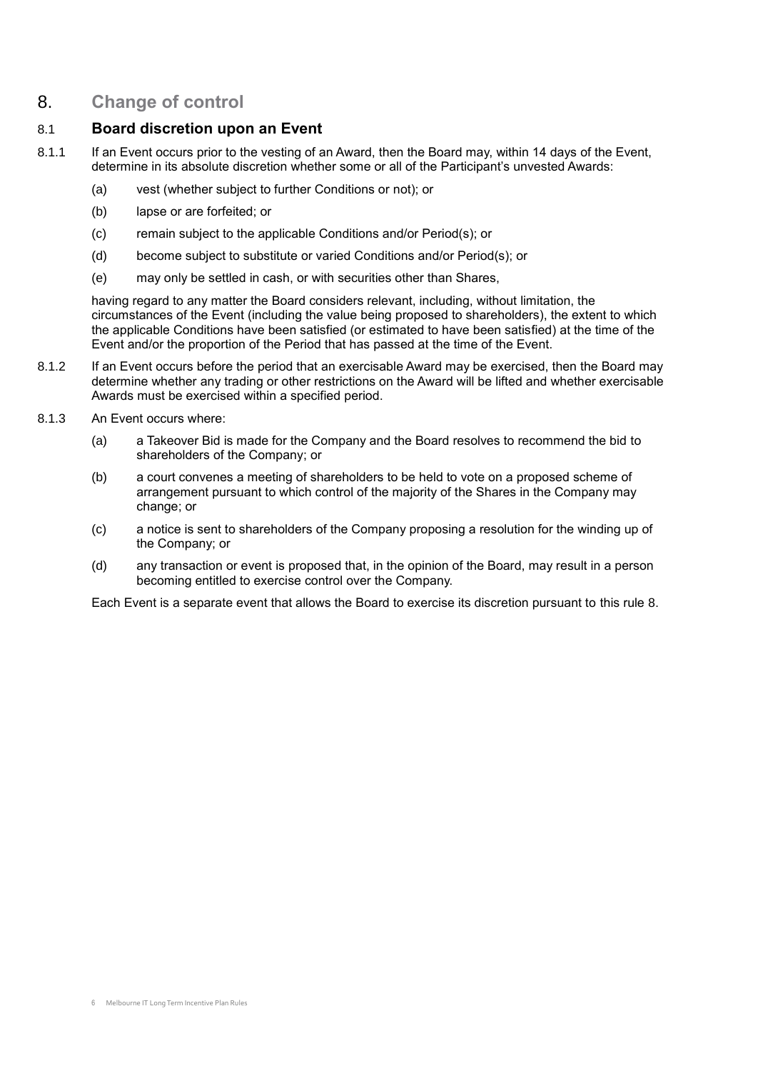# 8. Change of control

## 8.1 Board discretion upon an Event

8.1.1 If an Event occurs prior to the vesting of an Award, then the Board may, within 14 days of the Event, determine in its absolute discretion whether some or all of the Participant's unvested Awards:

(a) vest (whether subject to further Conditions or not); or

(b) lapse or are forfeited; or

(c) remain subject to the applicable Conditions and/or Period(s); or

(d) become subject to substitute or varied Conditions and/or Period(s); or

(e) may only be settled in cash, or with securities other than Shares,

having regard to any matter the Board considers relevant, including, without limitation, the circumstances of the Event (including the value being proposed to shareholders), the extent to which the applicable Conditions have been satisfied (or estimated to have been satisfied) at the time of the Event and/or the proportion of the Period that has passed at the time of the Event.

8.1.2 If an Event occurs before the period that an exercisable Award may be exercised, then the Board may determine whether any trading or other restrictions on the Award will be lifted and whether exercisable Awards must be exercised within a specified period.

8.1.3 An Event occurs where:

(a) a Takeover Bid is made for the Company and the Board resolves to recommend the bid to shareholders of the Company; or

(b) a court convenes a meeting of shareholders to be held to vote on a proposed scheme of arrangement pursuant to which control of the majority of the Shares in the Company may change; or

(c) a notice is sent to shareholders of the Company proposing a resolution for the winding up of the Company; or

(d) any transaction or event is proposed that, in the opinion of the Board, may result in a person becoming entitled to exercise control over the Company.

Each Event is a separate event that allows the Board to exercise its discretion pursuant to this rule 8.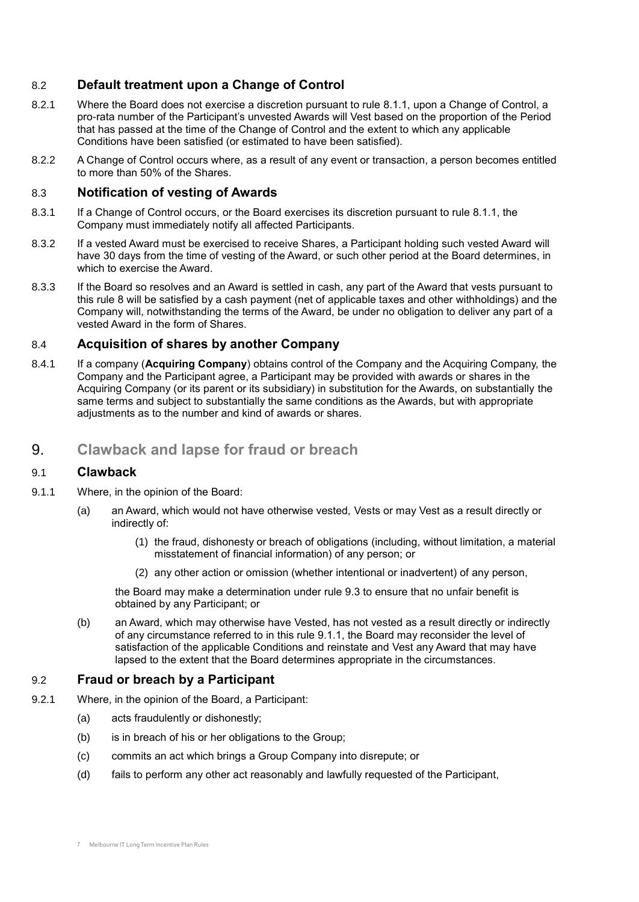### 8.2 Default treatment upon a Change of Control

8.2.1 Where the Board does not exercise a discretion pursuant to rule 8.1.1, upon a Change of Control, a pro-rata number of the Participant's unvested Awards will Vest based on the proportion of the Period that has passed at the time of the Change of Control and the extent to which any applicable Conditions have been satisfied (or estimated to have been satisfied).

8.2.2 A Change of Control occurs where, as a result of any event or transaction, a person becomes entitled to more than 50% of the Shares.

### 8.3 Notification of vesting of Awards

8.3.1 If a Change of Control occurs, or the Board exercises its discretion pursuant to rule 8.1.1, the Company must immediately notify all affected Participants.

8.3.2 If a vested Award must be exercised to receive Shares, a Participant holding such vested Award will have 30 days from the time of vesting of the Award, or such other period at the Board determines, in which to exercise the Award.

8.3.3 If the Board so resolves and an Award is settled in cash, any part of the Award that vests pursuant to this rule 8 will be satisfied by a cash payment (net of applicable taxes and other withholdings) and the Company will, notwithstanding the terms of the Award, be under no obligation to deliver any part of a vested Award in the form of Shares.

### 8.4 Acquisition of shares by another Company

8.4.1 If a company (**Acquiring Company**) obtains control of the Company and the Acquiring Company, the Company and the Participant agree, a Participant may be provided with awards or shares in the Acquiring Company (or its parent or its subsidiary) in substitution for the Awards, on substantially the same terms and subject to substantially the same conditions as the Awards, but with appropriate adjustments as to the number and kind of awards or shares.

## 9. Clawback and lapse for fraud or breach

### 9.1 Clawback

9.1.1 Where, in the opinion of the Board:

(a) an Award, which would not have otherwise vested, Vests or may Vest as a result directly or indirectly of:

(1) the fraud, dishonesty or breach of obligations (including, without limitation, a material misstatement of financial information) of any person; or

(2) any other action or omission (whether intentional or inadvertent) of any person,

the Board may make a determination under rule 9.3 to ensure that no unfair benefit is obtained by any Participant; or

(b) an Award, which may otherwise have Vested, has not vested as a result directly or indirectly of any circumstance referred to in this rule 9.1.1, the Board may reconsider the level of satisfaction of the applicable Conditions and reinstate and Vest any Award that may have lapsed to the extent that the Board determines appropriate in the circumstances.

### 9.2 Fraud or breach by a Participant

9.2.1 Where, in the opinion of the Board, a Participant:

(a) acts fraudulently or dishonestly;

(b) is in breach of his or her obligations to the Group;

(c) commits an act which brings a Group Company into disrepute; or

(d) fails to perform any other act reasonably and lawfully requested of the Participant,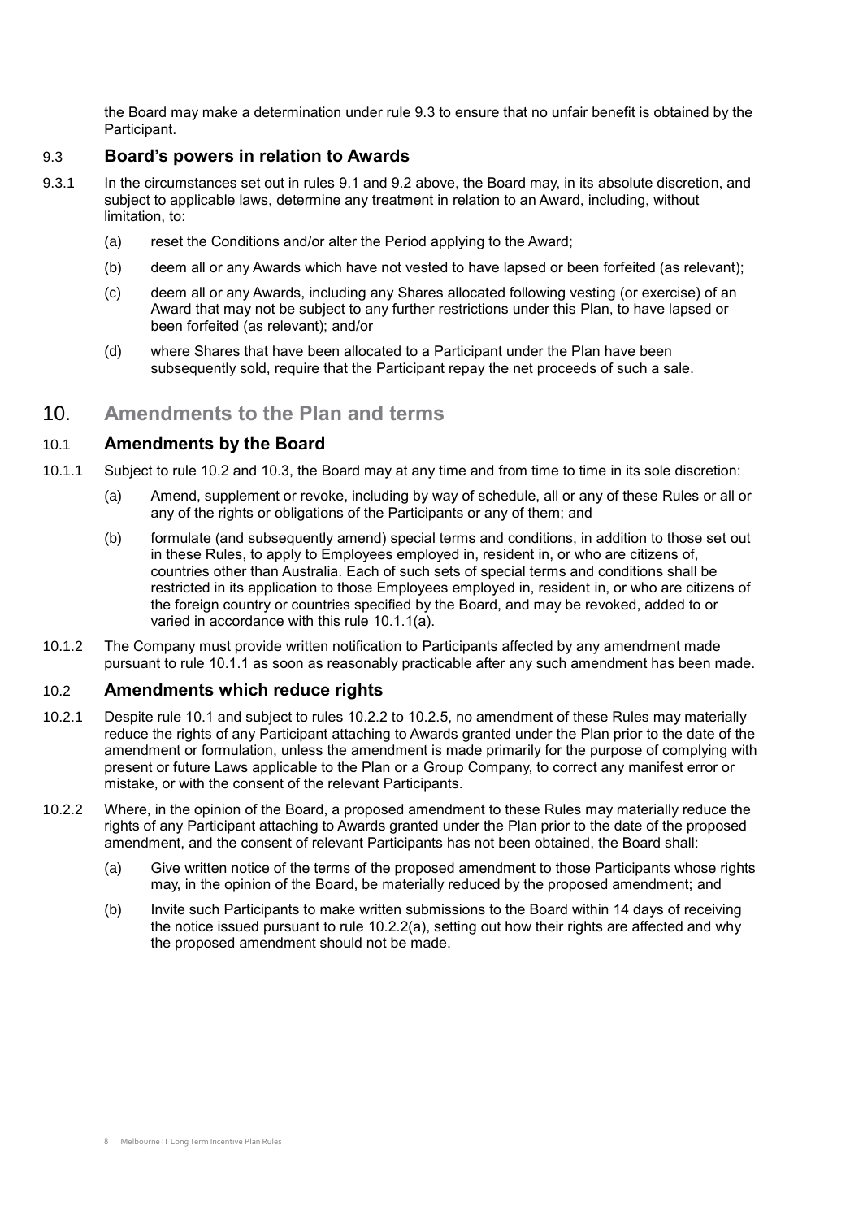the Board may make a determination under rule 9.3 to ensure that no unfair benefit is obtained by the Participant.

### 9.3 Board's powers in relation to Awards

9.3.1 In the circumstances set out in rules 9.1 and 9.2 above, the Board may, in its absolute discretion, and subject to applicable laws, determine any treatment in relation to an Award, including, without limitation, to:

(a) reset the Conditions and/or alter the Period applying to the Award;

(b) deem all or any Awards which have not vested to have lapsed or been forfeited (as relevant);

(c) deem all or any Awards, including any Shares allocated following vesting (or exercise) of an Award that may not be subject to any further restrictions under this Plan, to have lapsed or been forfeited (as relevant); and/or

(d) where Shares that have been allocated to a Participant under the Plan have been subsequently sold, require that the Participant repay the net proceeds of such a sale.

## 10. Amendments to the Plan and terms

### 10.1 Amendments by the Board

10.1.1 Subject to rule 10.2 and 10.3, the Board may at any time and from time to time in its sole discretion:

(a) Amend, supplement or revoke, including by way of schedule, all or any of these Rules or all or any of the rights or obligations of the Participants or any of them; and

(b) formulate (and subsequently amend) special terms and conditions, in addition to those set out in these Rules, to apply to Employees employed in, resident in, or who are citizens of, countries other than Australia. Each of such sets of special terms and conditions shall be restricted in its application to those Employees employed in, resident in, or who are citizens of the foreign country or countries specified by the Board, and may be revoked, added to or varied in accordance with this rule 10.1.1(a).

10.1.2 The Company must provide written notification to Participants affected by any amendment made pursuant to rule 10.1.1 as soon as reasonably practicable after any such amendment has been made.

### 10.2 Amendments which reduce rights

10.2.1 Despite rule 10.1 and subject to rules 10.2.2 to 10.2.5, no amendment of these Rules may materially reduce the rights of any Participant attaching to Awards granted under the Plan prior to the date of the amendment or formulation, unless the amendment is made primarily for the purpose of complying with present or future Laws applicable to the Plan or a Group Company, to correct any manifest error or mistake, or with the consent of the relevant Participants.

10.2.2 Where, in the opinion of the Board, a proposed amendment to these Rules may materially reduce the rights of any Participant attaching to Awards granted under the Plan prior to the date of the proposed amendment, and the consent of relevant Participants has not been obtained, the Board shall:

(a) Give written notice of the terms of the proposed amendment to those Participants whose rights may, in the opinion of the Board, be materially reduced by the proposed amendment; and

(b) Invite such Participants to make written submissions to the Board within 14 days of receiving the notice issued pursuant to rule 10.2.2(a), setting out how their rights are affected and why the proposed amendment should not be made.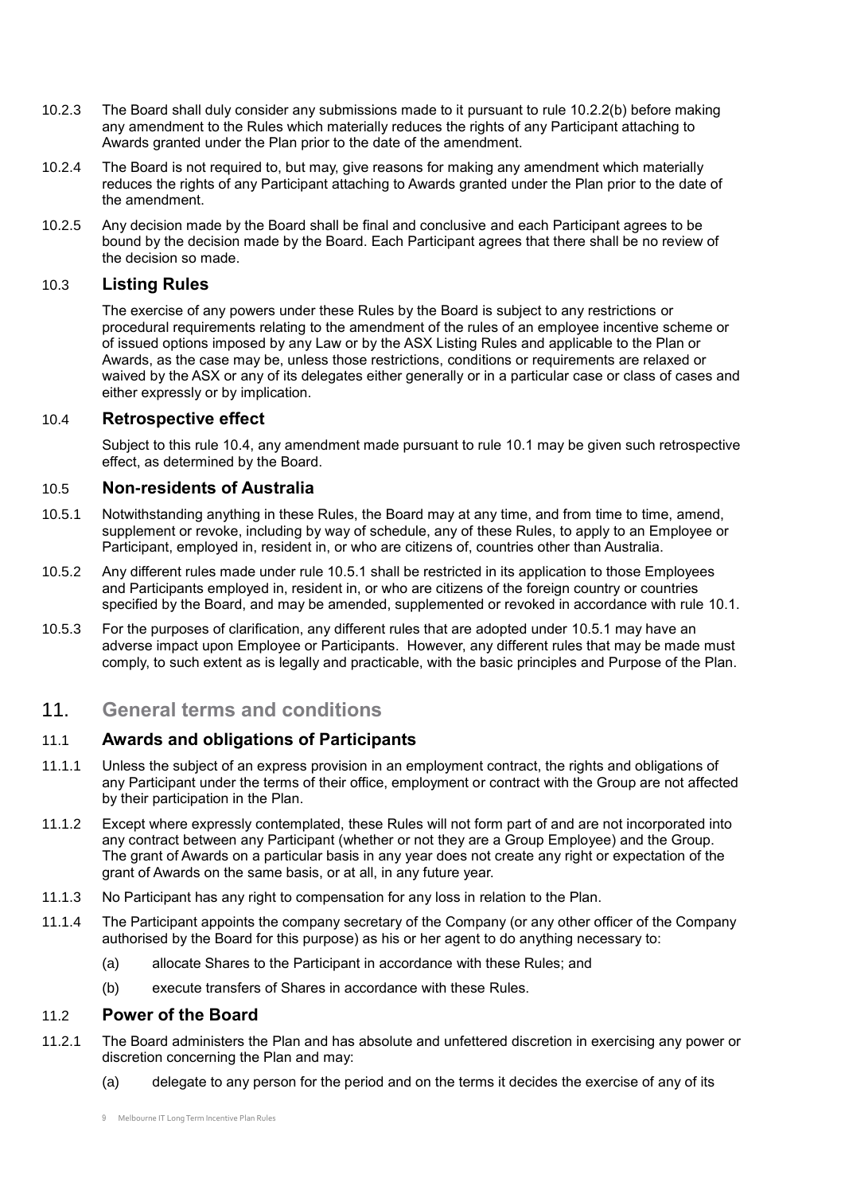10.2.3 The Board shall duly consider any submissions made to it pursuant to rule 10.2.2(b) before making any amendment to the Rules which materially reduces the rights of any Participant attaching to Awards granted under the Plan prior to the date of the amendment.

10.2.4 The Board is not required to, but may, give reasons for making any amendment which materially reduces the rights of any Participant attaching to Awards granted under the Plan prior to the date of the amendment.

10.2.5 Any decision made by the Board shall be final and conclusive and each Participant agrees to be bound by the decision made by the Board. Each Participant agrees that there shall be no review of the decision so made.

### 10.3 Listing Rules

The exercise of any powers under these Rules by the Board is subject to any restrictions or procedural requirements relating to the amendment of the rules of an employee incentive scheme or of issued options imposed by any Law or by the ASX Listing Rules and applicable to the Plan or Awards, as the case may be, unless those restrictions, conditions or requirements are relaxed or waived by the ASX or any of its delegates either generally or in a particular case or class of cases and either expressly or by implication.

### 10.4 Retrospective effect

Subject to this rule 10.4, any amendment made pursuant to rule 10.1 may be given such retrospective effect, as determined by the Board.

### 10.5 Non-residents of Australia

10.5.1 Notwithstanding anything in these Rules, the Board may at any time, and from time to time, amend, supplement or revoke, including by way of schedule, any of these Rules, to apply to an Employee or Participant, employed in, resident in, or who are citizens of, countries other than Australia.

10.5.2 Any different rules made under rule 10.5.1 shall be restricted in its application to those Employees and Participants employed in, resident in, or who are citizens of the foreign country or countries specified by the Board, and may be amended, supplemented or revoked in accordance with rule 10.1.

10.5.3 For the purposes of clarification, any different rules that are adopted under 10.5.1 may have an adverse impact upon Employee or Participants. However, any different rules that may be made must comply, to such extent as is legally and practicable, with the basic principles and Purpose of the Plan.

## 11. General terms and conditions

### 11.1 Awards and obligations of Participants

11.1.1 Unless the subject of an express provision in an employment contract, the rights and obligations of any Participant under the terms of their office, employment or contract with the Group are not affected by their participation in the Plan.

11.1.2 Except where expressly contemplated, these Rules will not form part of and are not incorporated into any contract between any Participant (whether or not they are a Group Employee) and the Group. The grant of Awards on a particular basis in any year does not create any right or expectation of the grant of Awards on the same basis, or at all, in any future year.

11.1.3 No Participant has any right to compensation for any loss in relation to the Plan.

11.1.4 The Participant appoints the company secretary of the Company (or any other officer of the Company authorised by the Board for this purpose) as his or her agent to do anything necessary to:

(a) allocate Shares to the Participant in accordance with these Rules; and

(b) execute transfers of Shares in accordance with these Rules.

### 11.2 Power of the Board

11.2.1 The Board administers the Plan and has absolute and unfettered discretion in exercising any power or discretion concerning the Plan and may:

(a) delegate to any person for the period and on the terms it decides the exercise of any of its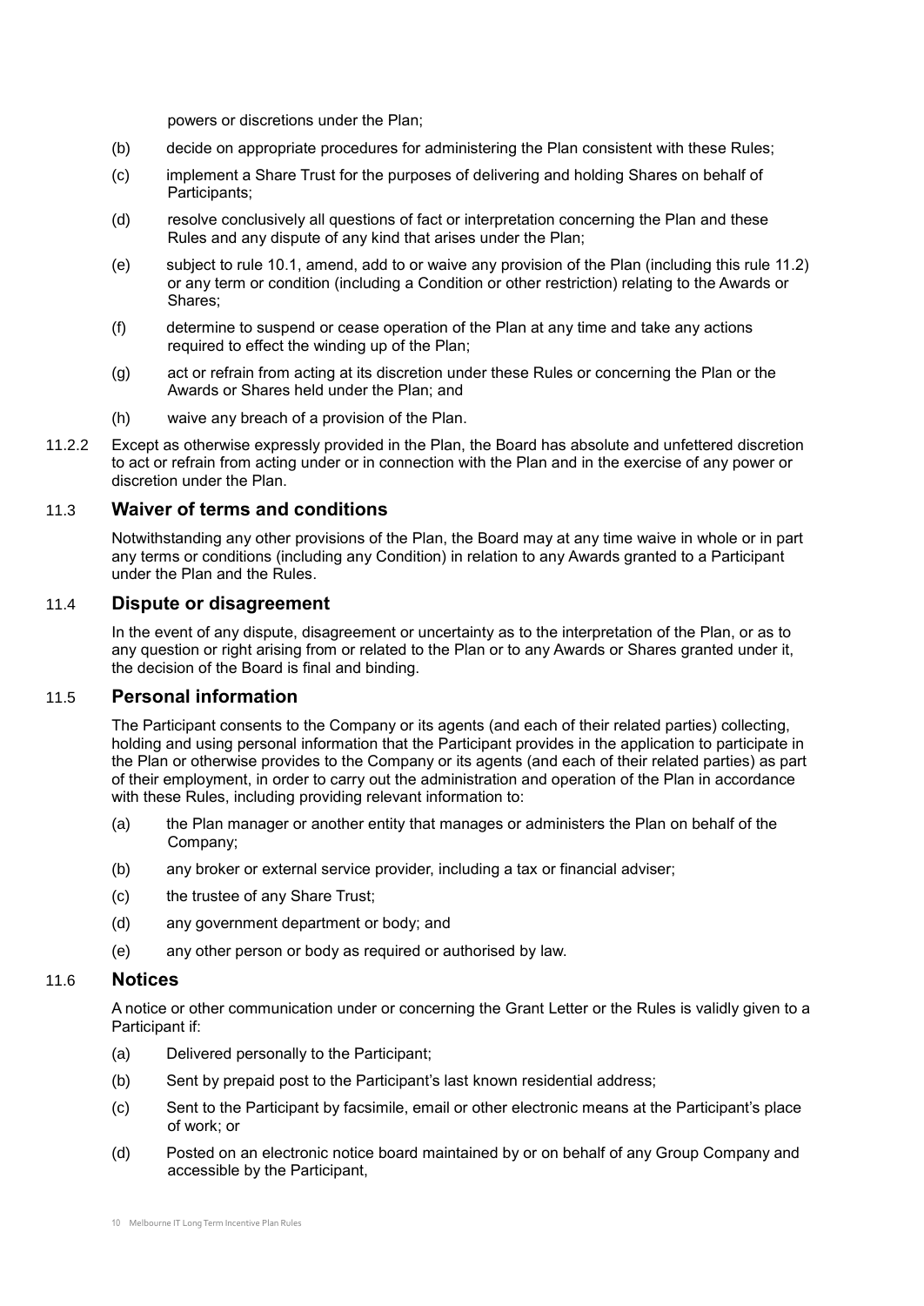powers or discretions under the Plan;

(b) decide on appropriate procedures for administering the Plan consistent with these Rules;

(c) implement a Share Trust for the purposes of delivering and holding Shares on behalf of Participants;

(d) resolve conclusively all questions of fact or interpretation concerning the Plan and these Rules and any dispute of any kind that arises under the Plan;

(e) subject to rule 10.1, amend, add to or waive any provision of the Plan (including this rule 11.2) or any term or condition (including a Condition or other restriction) relating to the Awards or Shares;

(f) determine to suspend or cease operation of the Plan at any time and take any actions required to effect the winding up of the Plan;

(g) act or refrain from acting at its discretion under these Rules or concerning the Plan or the Awards or Shares held under the Plan; and

(h) waive any breach of a provision of the Plan.

11.2.2 Except as otherwise expressly provided in the Plan, the Board has absolute and unfettered discretion to act or refrain from acting under or in connection with the Plan and in the exercise of any power or discretion under the Plan.

### 11.3 Waiver of terms and conditions

Notwithstanding any other provisions of the Plan, the Board may at any time waive in whole or in part any terms or conditions (including any Condition) in relation to any Awards granted to a Participant under the Plan and the Rules.

### 11.4 Dispute or disagreement

In the event of any dispute, disagreement or uncertainty as to the interpretation of the Plan, or as to any question or right arising from or related to the Plan or to any Awards or Shares granted under it, the decision of the Board is final and binding.

### 11.5 Personal information

The Participant consents to the Company or its agents (and each of their related parties) collecting, holding and using personal information that the Participant provides in the application to participate in the Plan or otherwise provides to the Company or its agents (and each of their related parties) as part of their employment, in order to carry out the administration and operation of the Plan in accordance with these Rules, including providing relevant information to:

(a) the Plan manager or another entity that manages or administers the Plan on behalf of the Company;

(b) any broker or external service provider, including a tax or financial adviser;

(c) the trustee of any Share Trust;

(d) any government department or body; and

(e) any other person or body as required or authorised by law.

### 11.6 Notices

A notice or other communication under or concerning the Grant Letter or the Rules is validly given to a Participant if:

(a) Delivered personally to the Participant;

(b) Sent by prepaid post to the Participant's last known residential address;

(c) Sent to the Participant by facsimile, email or other electronic means at the Participant's place of work; or

(d) Posted on an electronic notice board maintained by or on behalf of any Group Company and accessible by the Participant,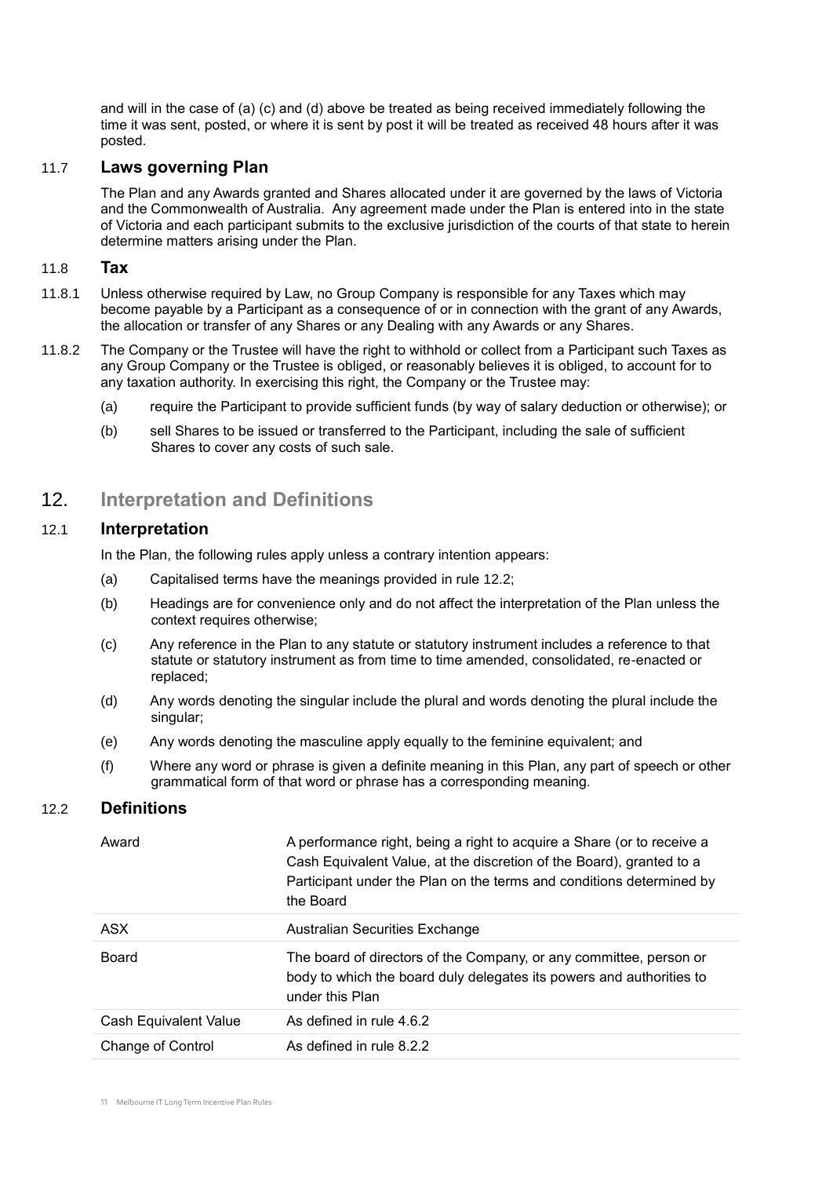and will in the case of (a) (c) and (d) above be treated as being received immediately following the time it was sent, posted, or where it is sent by post it will be treated as received 48 hours after it was posted.

### 11.7 Laws governing Plan

The Plan and any Awards granted and Shares allocated under it are governed by the laws of Victoria and the Commonwealth of Australia. Any agreement made under the Plan is entered into in the state of Victoria and each participant submits to the exclusive jurisdiction of the courts of that state to herein determine matters arising under the Plan.

### 11.8 Tax

11.8.1 Unless otherwise required by Law, no Group Company is responsible for any Taxes which may become payable by a Participant as a consequence of or in connection with the grant of any Awards, the allocation or transfer of any Shares or any Dealing with any Awards or any Shares.

11.8.2 The Company or the Trustee will have the right to withhold or collect from a Participant such Taxes as any Group Company or the Trustee is obliged, or reasonably believes it is obliged, to account for to any taxation authority. In exercising this right, the Company or the Trustee may:

(a) require the Participant to provide sufficient funds (by way of salary deduction or otherwise); or

(b) sell Shares to be issued or transferred to the Participant, including the sale of sufficient Shares to cover any costs of such sale.

## 12. Interpretation and Definitions

### 12.1 Interpretation

In the Plan, the following rules apply unless a contrary intention appears:

(a) Capitalised terms have the meanings provided in rule 12.2;

(b) Headings are for convenience only and do not affect the interpretation of the Plan unless the context requires otherwise;

(c) Any reference in the Plan to any statute or statutory instrument includes a reference to that statute or statutory instrument as from time to time amended, consolidated, re-enacted or replaced;

(d) Any words denoting the singular include the plural and words denoting the plural include the singular;

(e) Any words denoting the masculine apply equally to the feminine equivalent; and

(f) Where any word or phrase is given a definite meaning in this Plan, any part of speech or other grammatical form of that word or phrase has a corresponding meaning.

### 12.2 Definitions

| Term | Definition |
|---|---|
| Award | A performance right, being a right to acquire a Share (or to receive a Cash Equivalent Value, at the discretion of the Board), granted to a Participant under the Plan on the terms and conditions determined by the Board |
| ASX | Australian Securities Exchange |
| Board | The board of directors of the Company, or any committee, person or body to which the board duly delegates its powers and authorities to under this Plan |
| Cash Equivalent Value | As defined in rule 4.6.2 |
| Change of Control | As defined in rule 8.2.2 |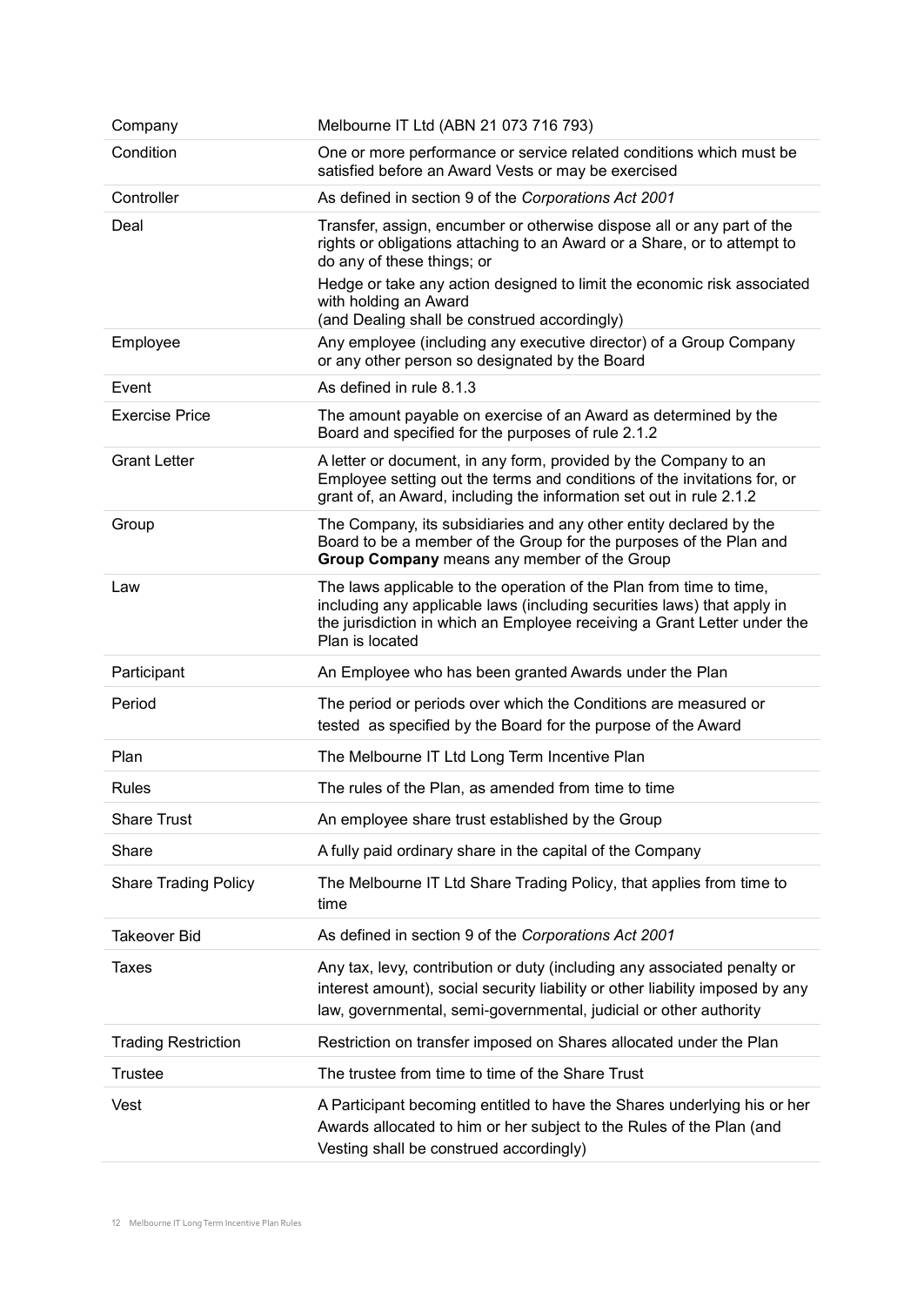| | |
|---|---|
| Company | Melbourne IT Ltd (ABN 21 073 716 793) |
| Condition | One or more performance or service related conditions which must be satisfied before an Award Vests or may be exercised |
| Controller | As defined in section 9 of the *Corporations Act 2001* |
| Deal | Transfer, assign, encumber or otherwise dispose all or any part of the rights or obligations attaching to an Award or a Share, or to attempt to do any of these things; or<br>Hedge or take any action designed to limit the economic risk associated with holding an Award<br>(and Dealing shall be construed accordingly) |
| Employee | Any employee (including any executive director) of a Group Company or any other person so designated by the Board |
| Event | As defined in rule 8.1.3 |
| Exercise Price | The amount payable on exercise of an Award as determined by the Board and specified for the purposes of rule 2.1.2 |
| Grant Letter | A letter or document, in any form, provided by the Company to an Employee setting out the terms and conditions of the invitations for, or grant of, an Award, including the information set out in rule 2.1.2 |
| Group | The Company, its subsidiaries and any other entity declared by the Board to be a member of the Group for the purposes of the Plan and **Group Company** means any member of the Group |
| Law | The laws applicable to the operation of the Plan from time to time, including any applicable laws (including securities laws) that apply in the jurisdiction in which an Employee receiving a Grant Letter under the Plan is located |
| Participant | An Employee who has been granted Awards under the Plan |
| Period | The period or periods over which the Conditions are measured or tested as specified by the Board for the purpose of the Award |
| Plan | The Melbourne IT Ltd Long Term Incentive Plan |
| Rules | The rules of the Plan, as amended from time to time |
| Share Trust | An employee share trust established by the Group |
| Share | A fully paid ordinary share in the capital of the Company |
| Share Trading Policy | The Melbourne IT Ltd Share Trading Policy, that applies from time to time |
| Takeover Bid | As defined in section 9 of the *Corporations Act 2001* |
| Taxes | Any tax, levy, contribution or duty (including any associated penalty or interest amount), social security liability or other liability imposed by any law, governmental, semi-governmental, judicial or other authority |
| Trading Restriction | Restriction on transfer imposed on Shares allocated under the Plan |
| Trustee | The trustee from time to time of the Share Trust |
| Vest | A Participant becoming entitled to have the Shares underlying his or her Awards allocated to him or her subject to the Rules of the Plan (and Vesting shall be construed accordingly) |